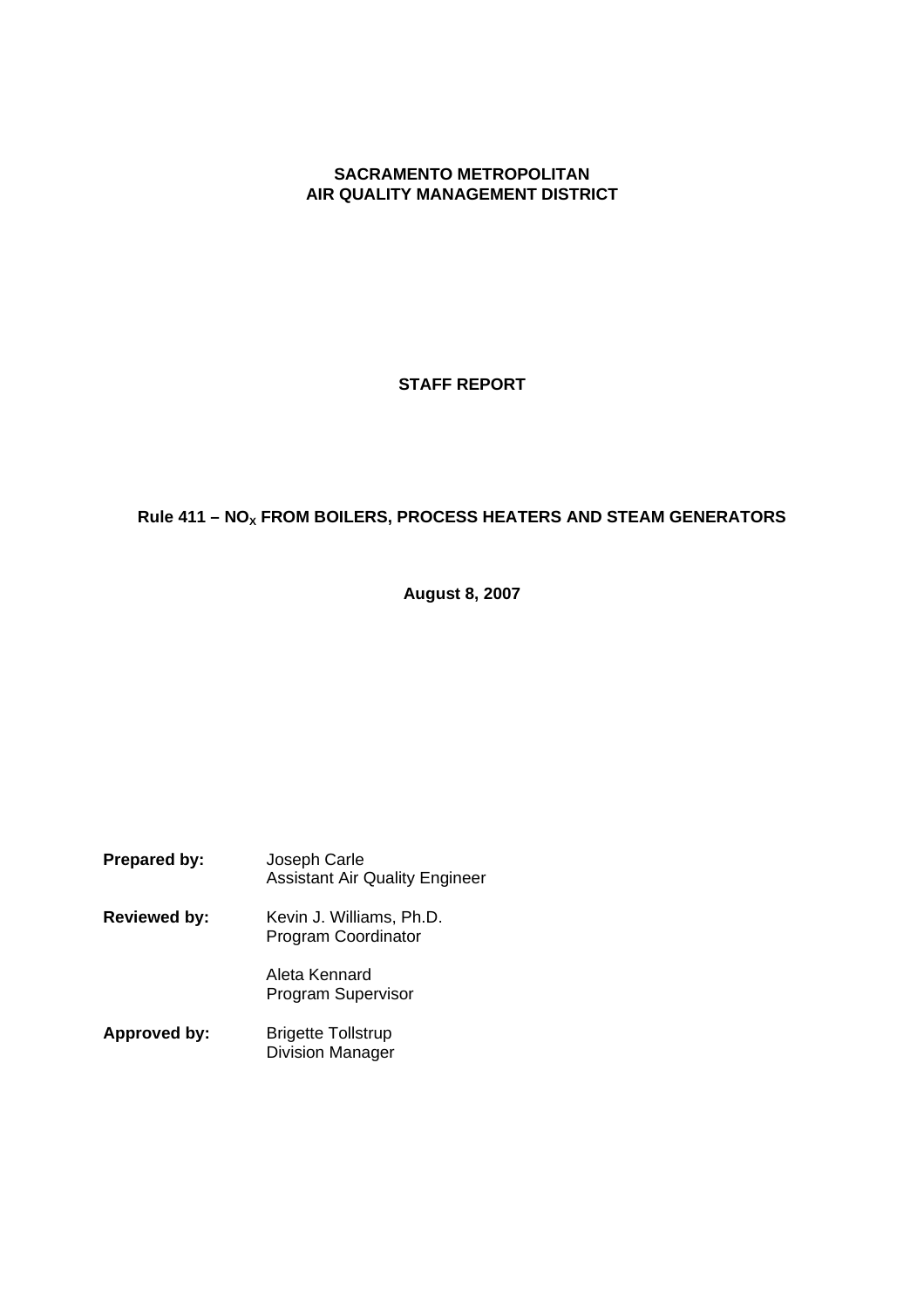**SACRAMENTO METROPOLITAN**
**AIR QUALITY MANAGEMENT DISTRICT**

# STAFF REPORT

## Rule 411 – $NO_x$ FROM BOILERS, PROCESS HEATERS AND STEAM GENERATORS

**August 8, 2007**

**Prepared by:** Joseph Carle
Assistant Air Quality Engineer

**Reviewed by:** Kevin J. Williams, Ph.D.
Program Coordinator

Aleta Kennard
Program Supervisor

**Approved by:** Brigette Tollstrup
Division Manager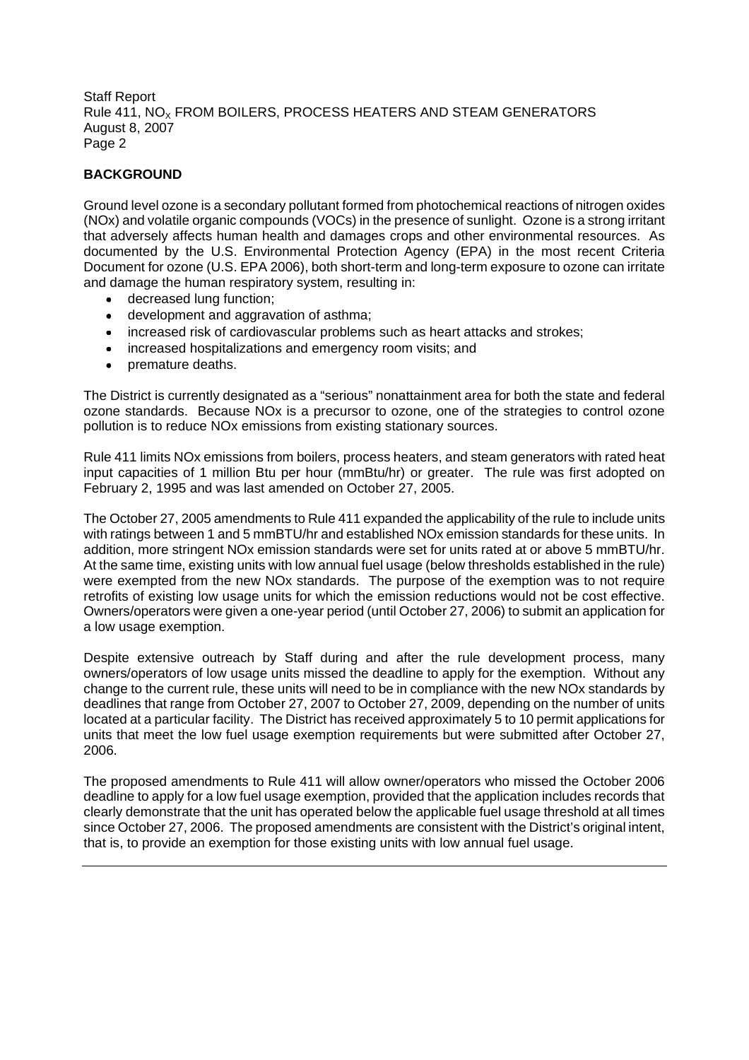## BACKGROUND

Ground level ozone is a secondary pollutant formed from photochemical reactions of nitrogen oxides (NOx) and volatile organic compounds (VOCs) in the presence of sunlight. Ozone is a strong irritant that adversely affects human health and damages crops and other environmental resources. As documented by the U.S. Environmental Protection Agency (EPA) in the most recent Criteria Document for ozone (U.S. EPA 2006), both short-term and long-term exposure to ozone can irritate and damage the human respiratory system, resulting in:

- decreased lung function;
- development and aggravation of asthma;
- increased risk of cardiovascular problems such as heart attacks and strokes;
- increased hospitalizations and emergency room visits; and
- premature deaths.

The District is currently designated as a "serious" nonattainment area for both the state and federal ozone standards. Because NOx is a precursor to ozone, one of the strategies to control ozone pollution is to reduce NOx emissions from existing stationary sources.

Rule 411 limits NOx emissions from boilers, process heaters, and steam generators with rated heat input capacities of 1 million Btu per hour (mmBtu/hr) or greater. The rule was first adopted on February 2, 1995 and was last amended on October 27, 2005.

The October 27, 2005 amendments to Rule 411 expanded the applicability of the rule to include units with ratings between 1 and 5 mmBTU/hr and established NOx emission standards for these units. In addition, more stringent NOx emission standards were set for units rated at or above 5 mmBTU/hr. At the same time, existing units with low annual fuel usage (below thresholds established in the rule) were exempted from the new NOx standards. The purpose of the exemption was to not require retrofits of existing low usage units for which the emission reductions would not be cost effective. Owners/operators were given a one-year period (until October 27, 2006) to submit an application for a low usage exemption.

Despite extensive outreach by Staff during and after the rule development process, many owners/operators of low usage units missed the deadline to apply for the exemption. Without any change to the current rule, these units will need to be in compliance with the new NOx standards by deadlines that range from October 27, 2007 to October 27, 2009, depending on the number of units located at a particular facility. The District has received approximately 5 to 10 permit applications for units that meet the low fuel usage exemption requirements but were submitted after October 27, 2006.

The proposed amendments to Rule 411 will allow owner/operators who missed the October 2006 deadline to apply for a low fuel usage exemption, provided that the application includes records that clearly demonstrate that the unit has operated below the applicable fuel usage threshold at all times since October 27, 2006. The proposed amendments are consistent with the District's original intent, that is, to provide an exemption for those existing units with low annual fuel usage.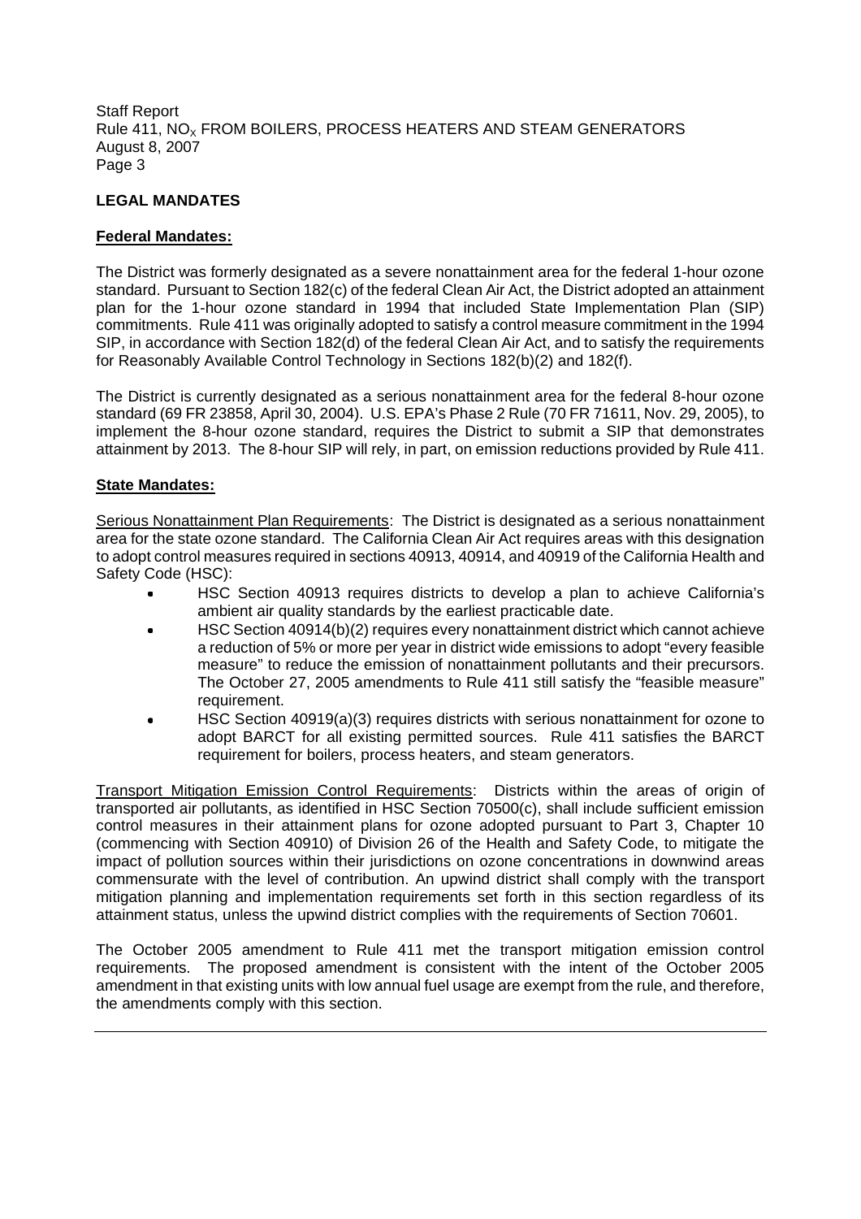## LEGAL MANDATES

### Federal Mandates:

The District was formerly designated as a severe nonattainment area for the federal 1-hour ozone standard. Pursuant to Section 182(c) of the federal Clean Air Act, the District adopted an attainment plan for the 1-hour ozone standard in 1994 that included State Implementation Plan (SIP) commitments. Rule 411 was originally adopted to satisfy a control measure commitment in the 1994 SIP, in accordance with Section 182(d) of the federal Clean Air Act, and to satisfy the requirements for Reasonably Available Control Technology in Sections 182(b)(2) and 182(f).

The District is currently designated as a serious nonattainment area for the federal 8-hour ozone standard (69 FR 23858, April 30, 2004). U.S. EPA's Phase 2 Rule (70 FR 71611, Nov. 29, 2005), to implement the 8-hour ozone standard, requires the District to submit a SIP that demonstrates attainment by 2013. The 8-hour SIP will rely, in part, on emission reductions provided by Rule 411.

### State Mandates:

Serious Nonattainment Plan Requirements: The District is designated as a serious nonattainment area for the state ozone standard. The California Clean Air Act requires areas with this designation to adopt control measures required in sections 40913, 40914, and 40919 of the California Health and Safety Code (HSC):

- HSC Section 40913 requires districts to develop a plan to achieve California's ambient air quality standards by the earliest practicable date.
- HSC Section 40914(b)(2) requires every nonattainment district which cannot achieve a reduction of 5% or more per year in district wide emissions to adopt "every feasible measure" to reduce the emission of nonattainment pollutants and their precursors. The October 27, 2005 amendments to Rule 411 still satisfy the "feasible measure" requirement.
- HSC Section 40919(a)(3) requires districts with serious nonattainment for ozone to adopt BARCT for all existing permitted sources. Rule 411 satisfies the BARCT requirement for boilers, process heaters, and steam generators.

Transport Mitigation Emission Control Requirements: Districts within the areas of origin of transported air pollutants, as identified in HSC Section 70500(c), shall include sufficient emission control measures in their attainment plans for ozone adopted pursuant to Part 3, Chapter 10 (commencing with Section 40910) of Division 26 of the Health and Safety Code, to mitigate the impact of pollution sources within their jurisdictions on ozone concentrations in downwind areas commensurate with the level of contribution. An upwind district shall comply with the transport mitigation planning and implementation requirements set forth in this section regardless of its attainment status, unless the upwind district complies with the requirements of Section 70601.

The October 2005 amendment to Rule 411 met the transport mitigation emission control requirements. The proposed amendment is consistent with the intent of the October 2005 amendment in that existing units with low annual fuel usage are exempt from the rule, and therefore, the amendments comply with this section.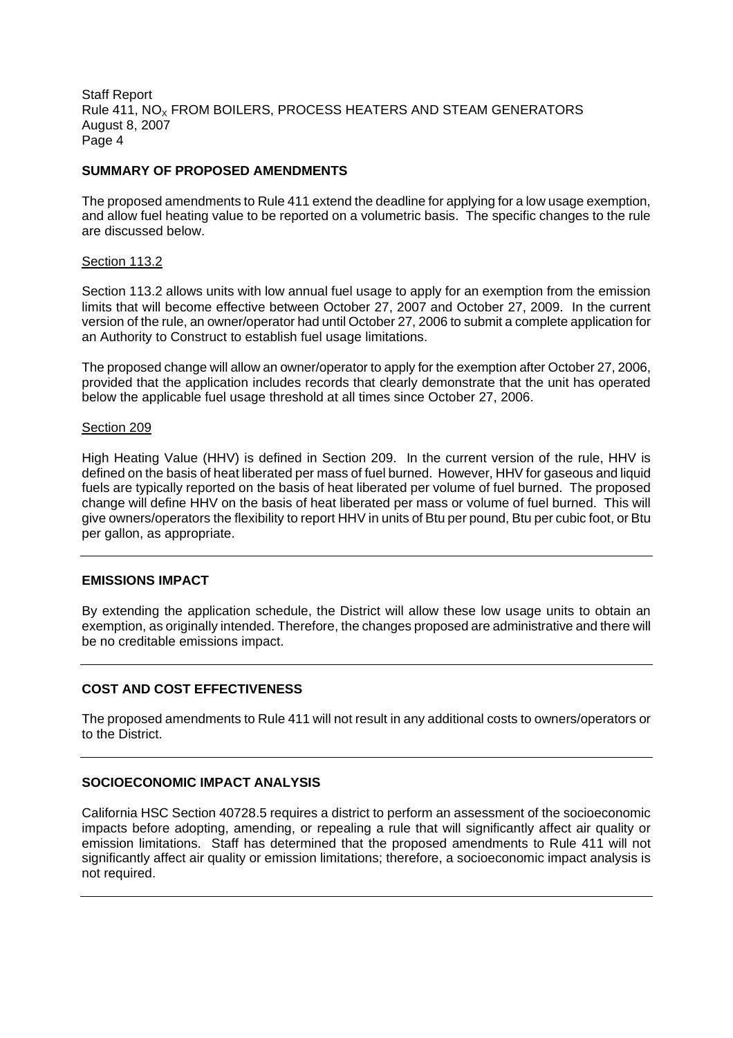## SUMMARY OF PROPOSED AMENDMENTS

The proposed amendments to Rule 411 extend the deadline for applying for a low usage exemption, and allow fuel heating value to be reported on a volumetric basis. The specific changes to the rule are discussed below.

### Section 113.2

Section 113.2 allows units with low annual fuel usage to apply for an exemption from the emission limits that will become effective between October 27, 2007 and October 27, 2009. In the current version of the rule, an owner/operator had until October 27, 2006 to submit a complete application for an Authority to Construct to establish fuel usage limitations.

The proposed change will allow an owner/operator to apply for the exemption after October 27, 2006, provided that the application includes records that clearly demonstrate that the unit has operated below the applicable fuel usage threshold at all times since October 27, 2006.

### Section 209

High Heating Value (HHV) is defined in Section 209. In the current version of the rule, HHV is defined on the basis of heat liberated per mass of fuel burned. However, HHV for gaseous and liquid fuels are typically reported on the basis of heat liberated per volume of fuel burned. The proposed change will define HHV on the basis of heat liberated per mass or volume of fuel burned. This will give owners/operators the flexibility to report HHV in units of Btu per pound, Btu per cubic foot, or Btu per gallon, as appropriate.

## EMISSIONS IMPACT

By extending the application schedule, the District will allow these low usage units to obtain an exemption, as originally intended. Therefore, the changes proposed are administrative and there will be no creditable emissions impact.

## COST AND COST EFFECTIVENESS

The proposed amendments to Rule 411 will not result in any additional costs to owners/operators or to the District.

## SOCIOECONOMIC IMPACT ANALYSIS

California HSC Section 40728.5 requires a district to perform an assessment of the socioeconomic impacts before adopting, amending, or repealing a rule that will significantly affect air quality or emission limitations. Staff has determined that the proposed amendments to Rule 411 will not significantly affect air quality or emission limitations; therefore, a socioeconomic impact analysis is not required.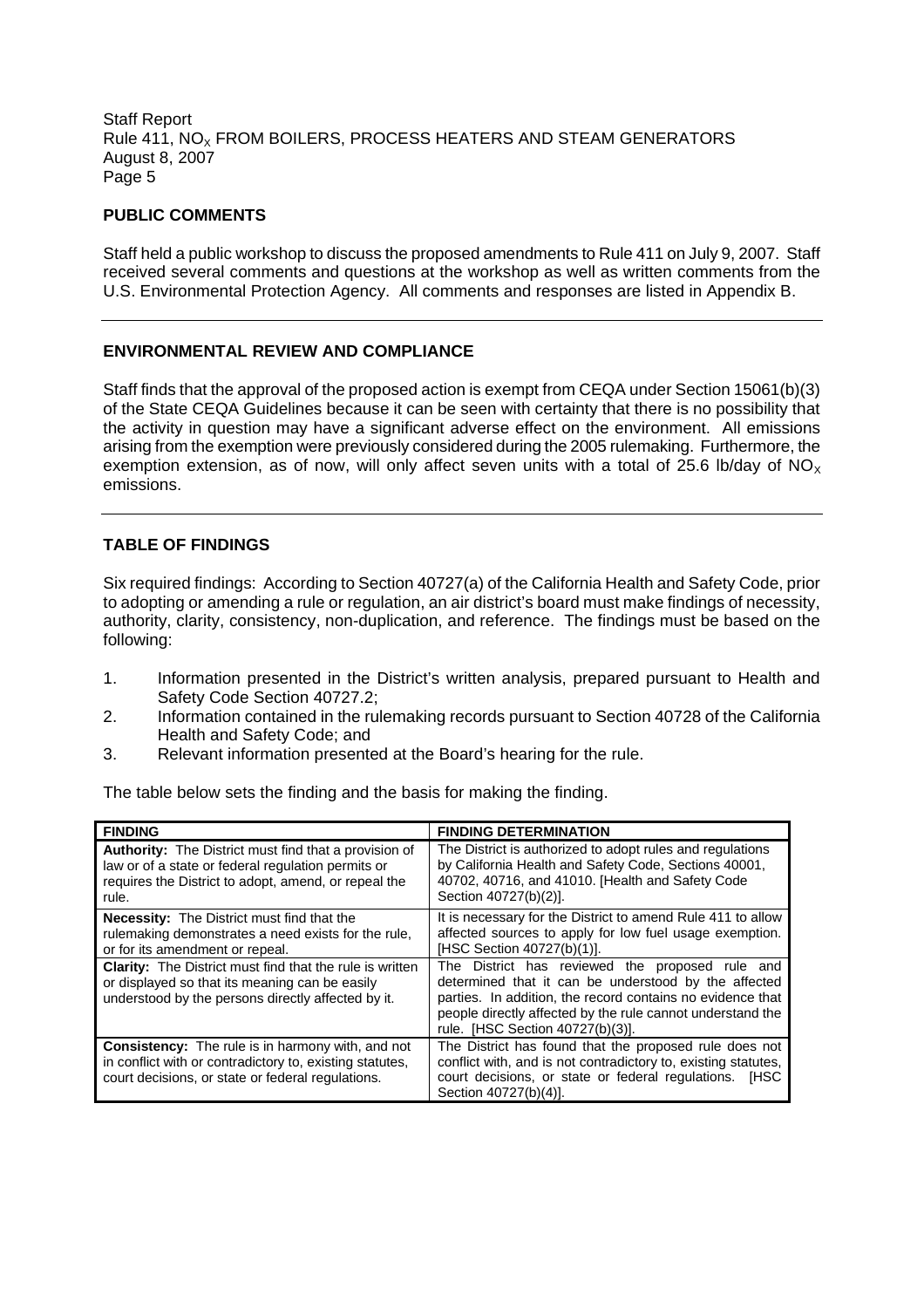## PUBLIC COMMENTS

Staff held a public workshop to discuss the proposed amendments to Rule 411 on July 9, 2007. Staff received several comments and questions at the workshop as well as written comments from the U.S. Environmental Protection Agency. All comments and responses are listed in Appendix B.

## ENVIRONMENTAL REVIEW AND COMPLIANCE

Staff finds that the approval of the proposed action is exempt from CEQA under Section 15061(b)(3) of the State CEQA Guidelines because it can be seen with certainty that there is no possibility that the activity in question may have a significant adverse effect on the environment. All emissions arising from the exemption were previously considered during the 2005 rulemaking. Furthermore, the exemption extension, as of now, will only affect seven units with a total of 25.6 lb/day of $NO_x$ emissions.

## TABLE OF FINDINGS

Six required findings: According to Section 40727(a) of the California Health and Safety Code, prior to adopting or amending a rule or regulation, an air district's board must make findings of necessity, authority, clarity, consistency, non-duplication, and reference. The findings must be based on the following:

1. Information presented in the District's written analysis, prepared pursuant to Health and Safety Code Section 40727.2;
2. Information contained in the rulemaking records pursuant to Section 40728 of the California Health and Safety Code; and
3. Relevant information presented at the Board's hearing for the rule.

The table below sets the finding and the basis for making the finding.

| FINDING | FINDING DETERMINATION |
|---|---|
| **Authority:** The District must find that a provision of law or of a state or federal regulation permits or requires the District to adopt, amend, or repeal the rule. | The District is authorized to adopt rules and regulations by California Health and Safety Code, Sections 40001, 40702, 40716, and 41010. [Health and Safety Code Section 40727(b)(2)]. |
| **Necessity:** The District must find that the rulemaking demonstrates a need exists for the rule, or for its amendment or repeal. | It is necessary for the District to amend Rule 411 to allow affected sources to apply for low fuel usage exemption. [HSC Section 40727(b)(1)]. |
| **Clarity:** The District must find that the rule is written or displayed so that its meaning can be easily understood by the persons directly affected by it. | The District has reviewed the proposed rule and determined that it can be understood by the affected parties. In addition, the record contains no evidence that people directly affected by the rule cannot understand the rule. [HSC Section 40727(b)(3)]. |
| **Consistency:** The rule is in harmony with, and not in conflict with or contradictory to, existing statutes, court decisions, or state or federal regulations. | The District has found that the proposed rule does not conflict with, and is not contradictory to, existing statutes, court decisions, or state or federal regulations. [HSC Section 40727(b)(4)]. |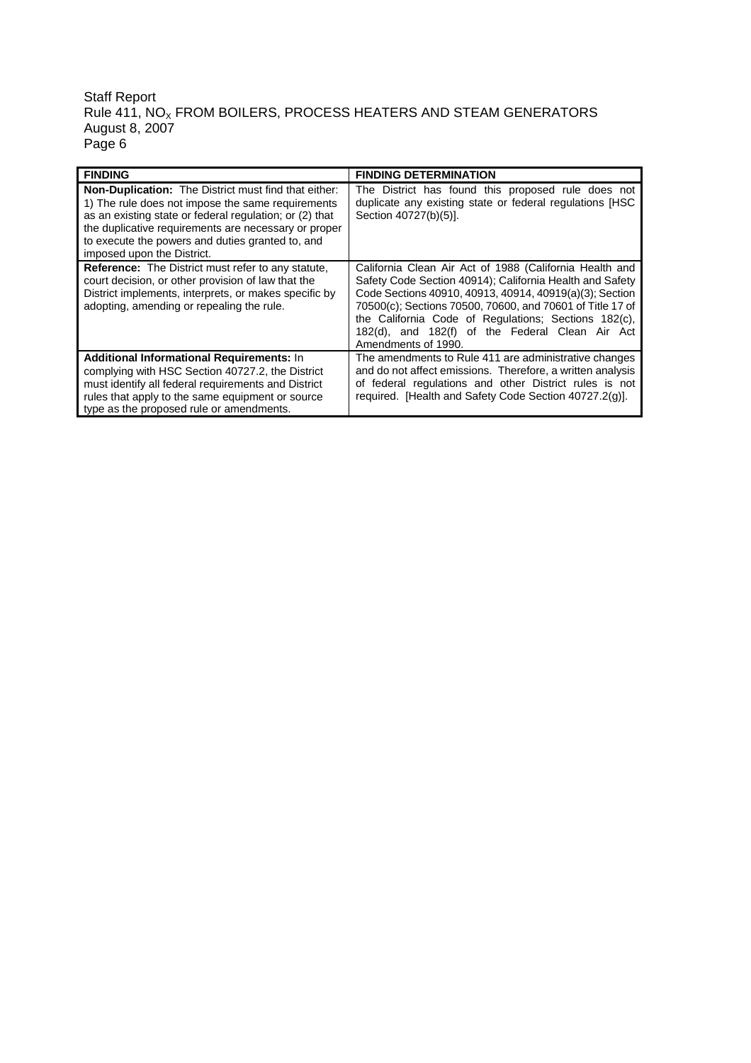| FINDING | FINDING DETERMINATION |
|---|---|
| **Non-Duplication:** The District must find that either: 1) The rule does not impose the same requirements as an existing state or federal regulation; or (2) that the duplicative requirements are necessary or proper to execute the powers and duties granted to, and imposed upon the District. | The District has found this proposed rule does not duplicate any existing state or federal regulations [HSC Section 40727(b)(5)]. |
| **Reference:** The District must refer to any statute, court decision, or other provision of law that the District implements, interprets, or makes specific by adopting, amending or repealing the rule. | California Clean Air Act of 1988 (California Health and Safety Code Section 40914); California Health and Safety Code Sections 40910, 40913, 40914, 40919(a)(3); Section 70500(c); Sections 70500, 70600, and 70601 of Title 17 of the California Code of Regulations; Sections 182(c), 182(d), and 182(f) of the Federal Clean Air Act Amendments of 1990. |
| **Additional Informational Requirements:** In complying with HSC Section 40727.2, the District must identify all federal requirements and District rules that apply to the same equipment or source type as the proposed rule or amendments. | The amendments to Rule 411 are administrative changes and do not affect emissions. Therefore, a written analysis of federal regulations and other District rules is not required. [Health and Safety Code Section 40727.2(g)]. |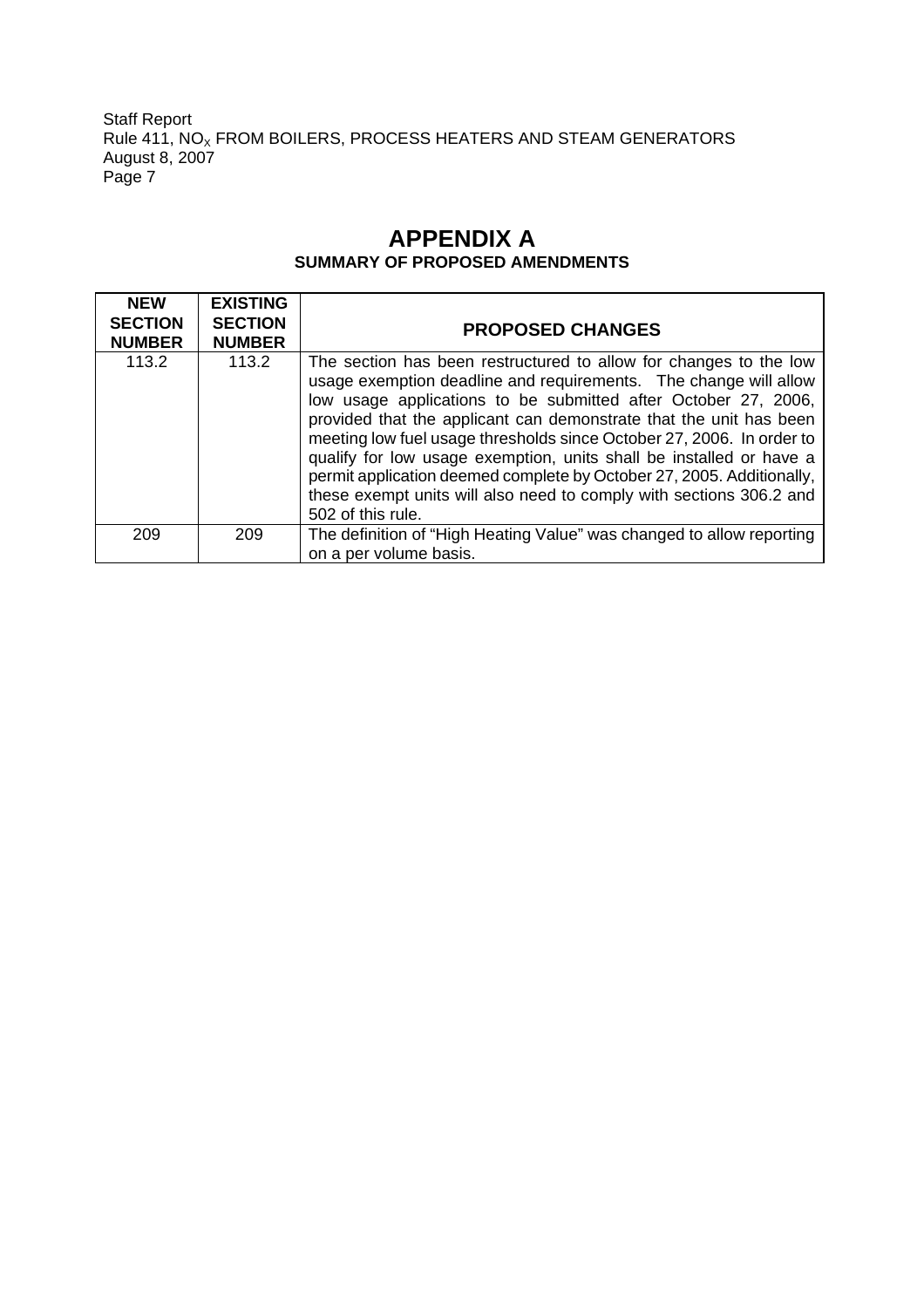# APPENDIX A

## SUMMARY OF PROPOSED AMENDMENTS

| NEW SECTION NUMBER | EXISTING SECTION NUMBER | PROPOSED CHANGES |
|---|---|---|
| 113.2 | 113.2 | The section has been restructured to allow for changes to the low usage exemption deadline and requirements. The change will allow low usage applications to be submitted after October 27, 2006, provided that the applicant can demonstrate that the unit has been meeting low fuel usage thresholds since October 27, 2006. In order to qualify for low usage exemption, units shall be installed or have a permit application deemed complete by October 27, 2005. Additionally, these exempt units will also need to comply with sections 306.2 and 502 of this rule. |
| 209 | 209 | The definition of "High Heating Value" was changed to allow reporting on a per volume basis. |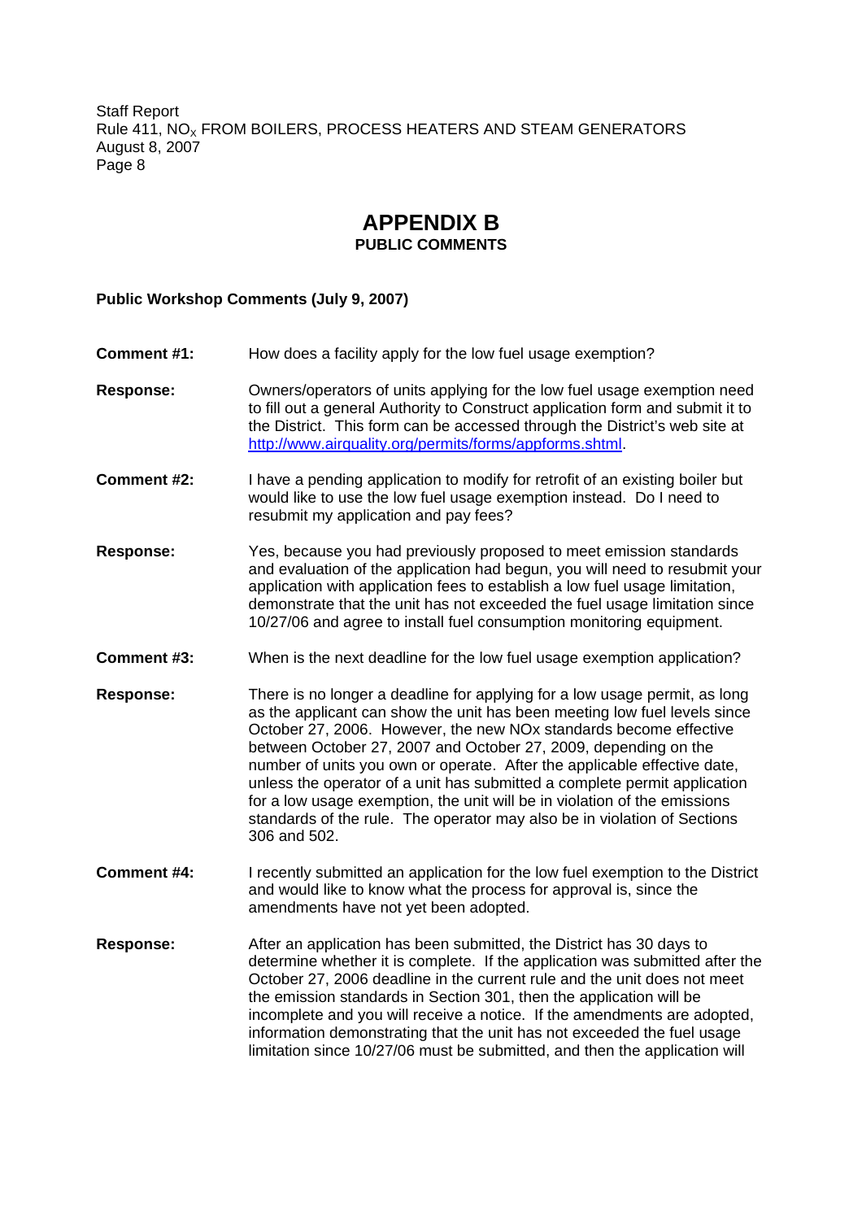# APPENDIX B

## PUBLIC COMMENTS

**Public Workshop Comments (July 9, 2007)**

**Comment #1:** How does a facility apply for the low fuel usage exemption?

**Response:** Owners/operators of units applying for the low fuel usage exemption need to fill out a general Authority to Construct application form and submit it to the District. This form can be accessed through the District's web site at http://www.airquality.org/permits/forms/appforms.shtml.

**Comment #2:** I have a pending application to modify for retrofit of an existing boiler but would like to use the low fuel usage exemption instead. Do I need to resubmit my application and pay fees?

**Response:** Yes, because you had previously proposed to meet emission standards and evaluation of the application had begun, you will need to resubmit your application with application fees to establish a low fuel usage limitation, demonstrate that the unit has not exceeded the fuel usage limitation since 10/27/06 and agree to install fuel consumption monitoring equipment.

**Comment #3:** When is the next deadline for the low fuel usage exemption application?

**Response:** There is no longer a deadline for applying for a low usage permit, as long as the applicant can show the unit has been meeting low fuel levels since October 27, 2006. However, the new NOx standards become effective between October 27, 2007 and October 27, 2009, depending on the number of units you own or operate. After the applicable effective date, unless the operator of a unit has submitted a complete permit application for a low usage exemption, the unit will be in violation of the emissions standards of the rule. The operator may also be in violation of Sections 306 and 502.

**Comment #4:** I recently submitted an application for the low fuel exemption to the District and would like to know what the process for approval is, since the amendments have not yet been adopted.

**Response:** After an application has been submitted, the District has 30 days to determine whether it is complete. If the application was submitted after the October 27, 2006 deadline in the current rule and the unit does not meet the emission standards in Section 301, then the application will be incomplete and you will receive a notice. If the amendments are adopted, information demonstrating that the unit has not exceeded the fuel usage limitation since 10/27/06 must be submitted, and then the application will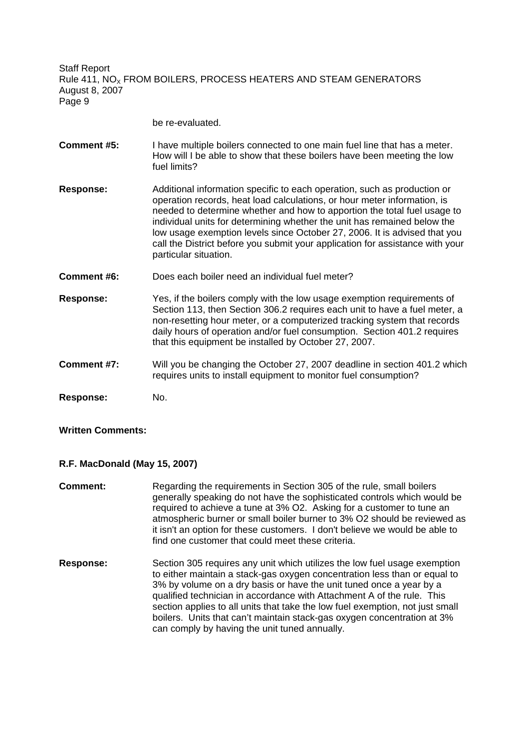be re-evaluated.

**Comment #5:** I have multiple boilers connected to one main fuel line that has a meter. How will I be able to show that these boilers have been meeting the low fuel limits?

**Response:** Additional information specific to each operation, such as production or operation records, heat load calculations, or hour meter information, is needed to determine whether and how to apportion the total fuel usage to individual units for determining whether the unit has remained below the low usage exemption levels since October 27, 2006. It is advised that you call the District before you submit your application for assistance with your particular situation.

**Comment #6:** Does each boiler need an individual fuel meter?

**Response:** Yes, if the boilers comply with the low usage exemption requirements of Section 113, then Section 306.2 requires each unit to have a fuel meter, a non-resetting hour meter, or a computerized tracking system that records daily hours of operation and/or fuel consumption. Section 401.2 requires that this equipment be installed by October 27, 2007.

**Comment #7:** Will you be changing the October 27, 2007 deadline in section 401.2 which requires units to install equipment to monitor fuel consumption?

**Response:** No.

**Written Comments:**

**R.F. MacDonald (May 15, 2007)**

**Comment:** Regarding the requirements in Section 305 of the rule, small boilers generally speaking do not have the sophisticated controls which would be required to achieve a tune at 3% $O_2$. Asking for a customer to tune an atmospheric burner or small boiler burner to 3% $O_2$ should be reviewed as it isn't an option for these customers. I don't believe we would be able to find one customer that could meet these criteria.

**Response:** Section 305 requires any unit which utilizes the low fuel usage exemption to either maintain a stack-gas oxygen concentration less than or equal to 3% by volume on a dry basis or have the unit tuned once a year by a qualified technician in accordance with Attachment A of the rule. This section applies to all units that take the low fuel exemption, not just small boilers. Units that can't maintain stack-gas oxygen concentration at 3% can comply by having the unit tuned annually.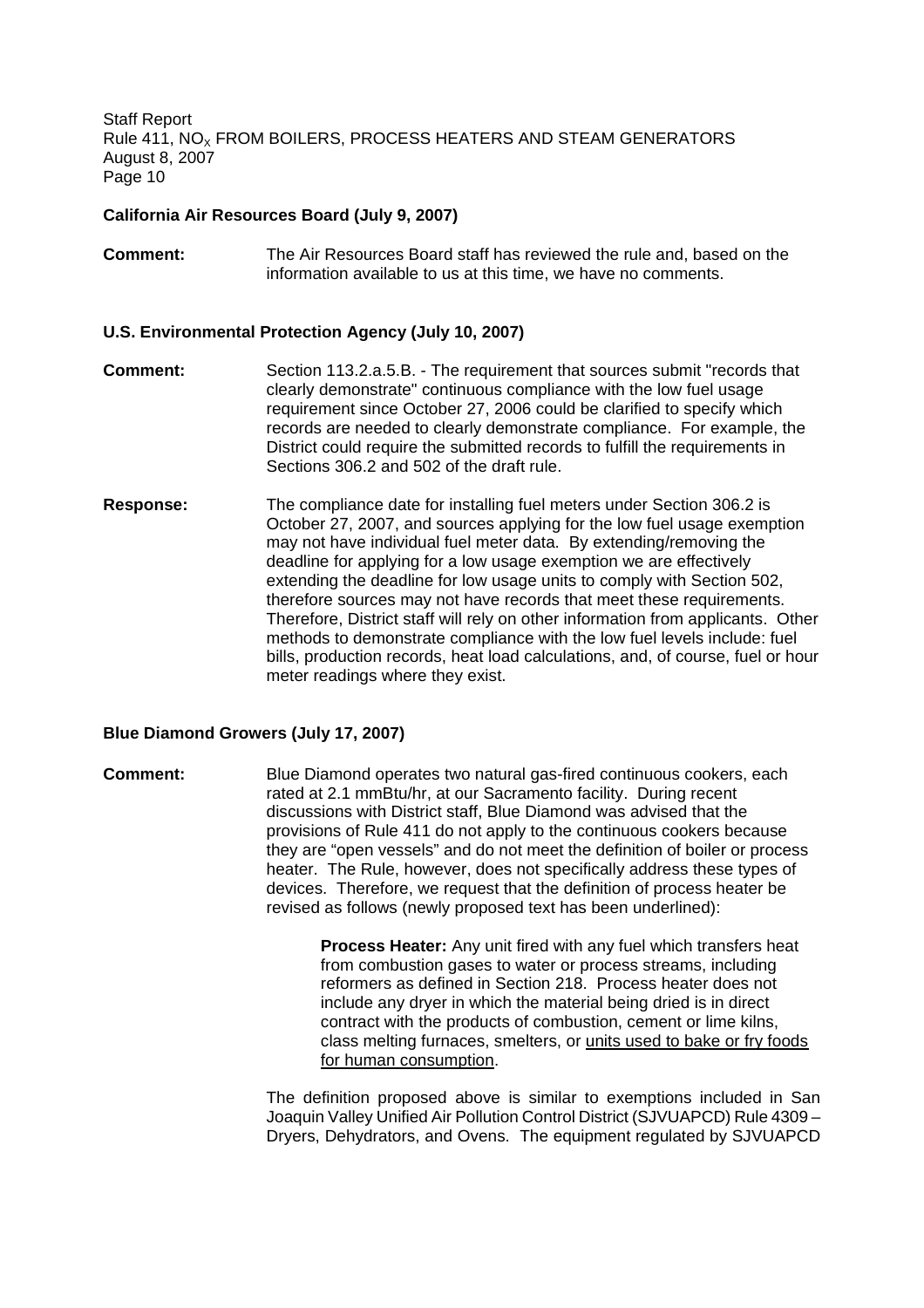**California Air Resources Board (July 9, 2007)**

**Comment:** The Air Resources Board staff has reviewed the rule and, based on the information available to us at this time, we have no comments.

**U.S. Environmental Protection Agency (July 10, 2007)**

**Comment:** Section 113.2.a.5.B. - The requirement that sources submit "records that clearly demonstrate" continuous compliance with the low fuel usage requirement since October 27, 2006 could be clarified to specify which records are needed to clearly demonstrate compliance. For example, the District could require the submitted records to fulfill the requirements in Sections 306.2 and 502 of the draft rule.

**Response:** The compliance date for installing fuel meters under Section 306.2 is October 27, 2007, and sources applying for the low fuel usage exemption may not have individual fuel meter data. By extending/removing the deadline for applying for a low usage exemption we are effectively extending the deadline for low usage units to comply with Section 502, therefore sources may not have records that meet these requirements. Therefore, District staff will rely on other information from applicants. Other methods to demonstrate compliance with the low fuel levels include: fuel bills, production records, heat load calculations, and, of course, fuel or hour meter readings where they exist.

**Blue Diamond Growers (July 17, 2007)**

**Comment:** Blue Diamond operates two natural gas-fired continuous cookers, each rated at 2.1 mmBtu/hr, at our Sacramento facility. During recent discussions with District staff, Blue Diamond was advised that the provisions of Rule 411 do not apply to the continuous cookers because they are "open vessels" and do not meet the definition of boiler or process heater. The Rule, however, does not specifically address these types of devices. Therefore, we request that the definition of process heater be revised as follows (newly proposed text has been underlined):

> **Process Heater:** Any unit fired with any fuel which transfers heat from combustion gases to water or process streams, including reformers as defined in Section 218. Process heater does not include any dryer in which the material being dried is in direct contract with the products of combustion, cement or lime kilns, class melting furnaces, smelters, or <u>units used to bake or fry foods for human consumption</u>.

The definition proposed above is similar to exemptions included in San Joaquin Valley Unified Air Pollution Control District (SJVUAPCD) Rule 4309 – Dryers, Dehydrators, and Ovens. The equipment regulated by SJVUAPCD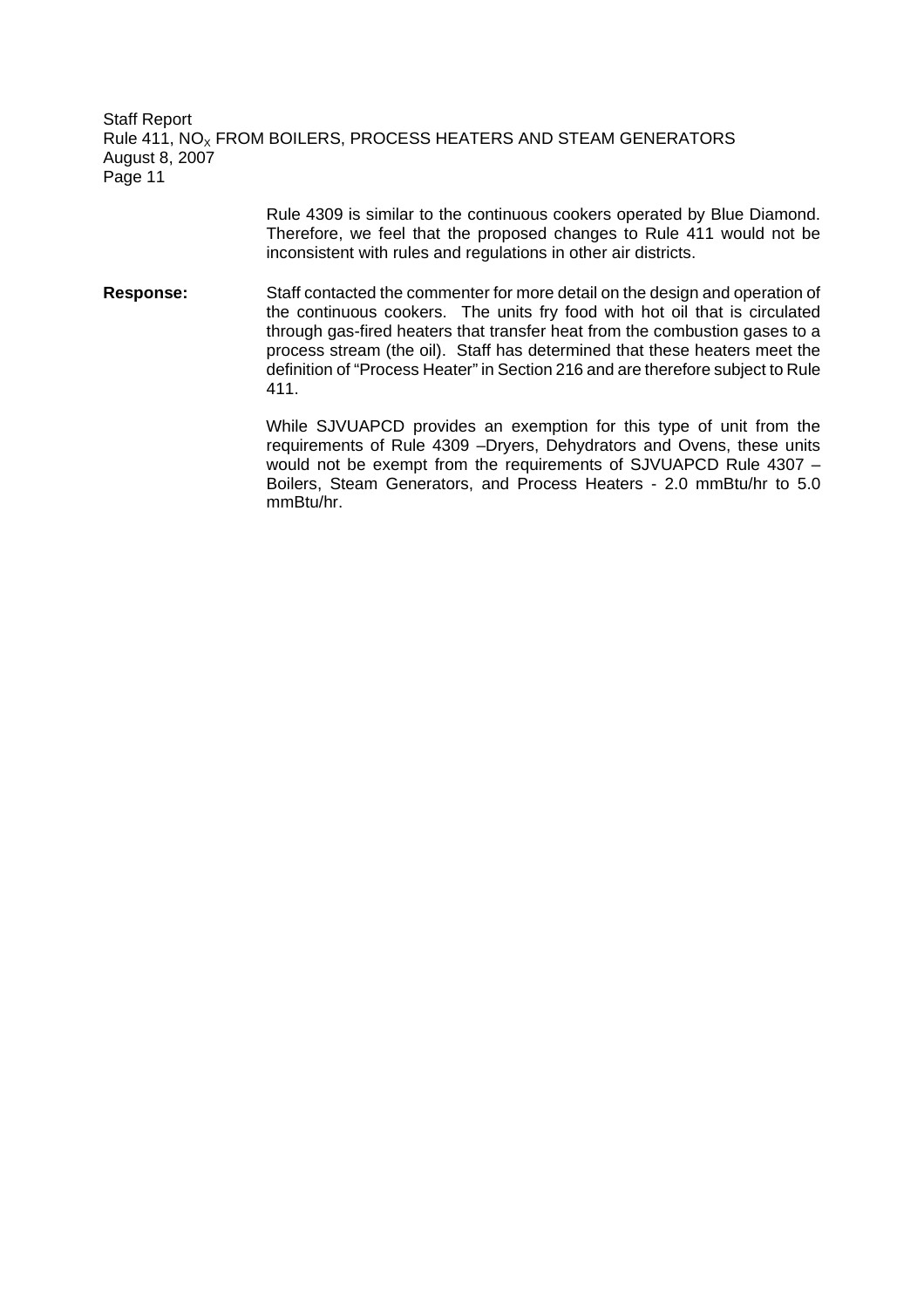Rule 4309 is similar to the continuous cookers operated by Blue Diamond. Therefore, we feel that the proposed changes to Rule 411 would not be inconsistent with rules and regulations in other air districts.

**Response:** Staff contacted the commenter for more detail on the design and operation of the continuous cookers. The units fry food with hot oil that is circulated through gas-fired heaters that transfer heat from the combustion gases to a process stream (the oil). Staff has determined that these heaters meet the definition of "Process Heater" in Section 216 and are therefore subject to Rule 411.

While SJVUAPCD provides an exemption for this type of unit from the requirements of Rule 4309 –Dryers, Dehydrators and Ovens, these units would not be exempt from the requirements of SJVUAPCD Rule 4307 – Boilers, Steam Generators, and Process Heaters - 2.0 mmBtu/hr to 5.0 mmBtu/hr.